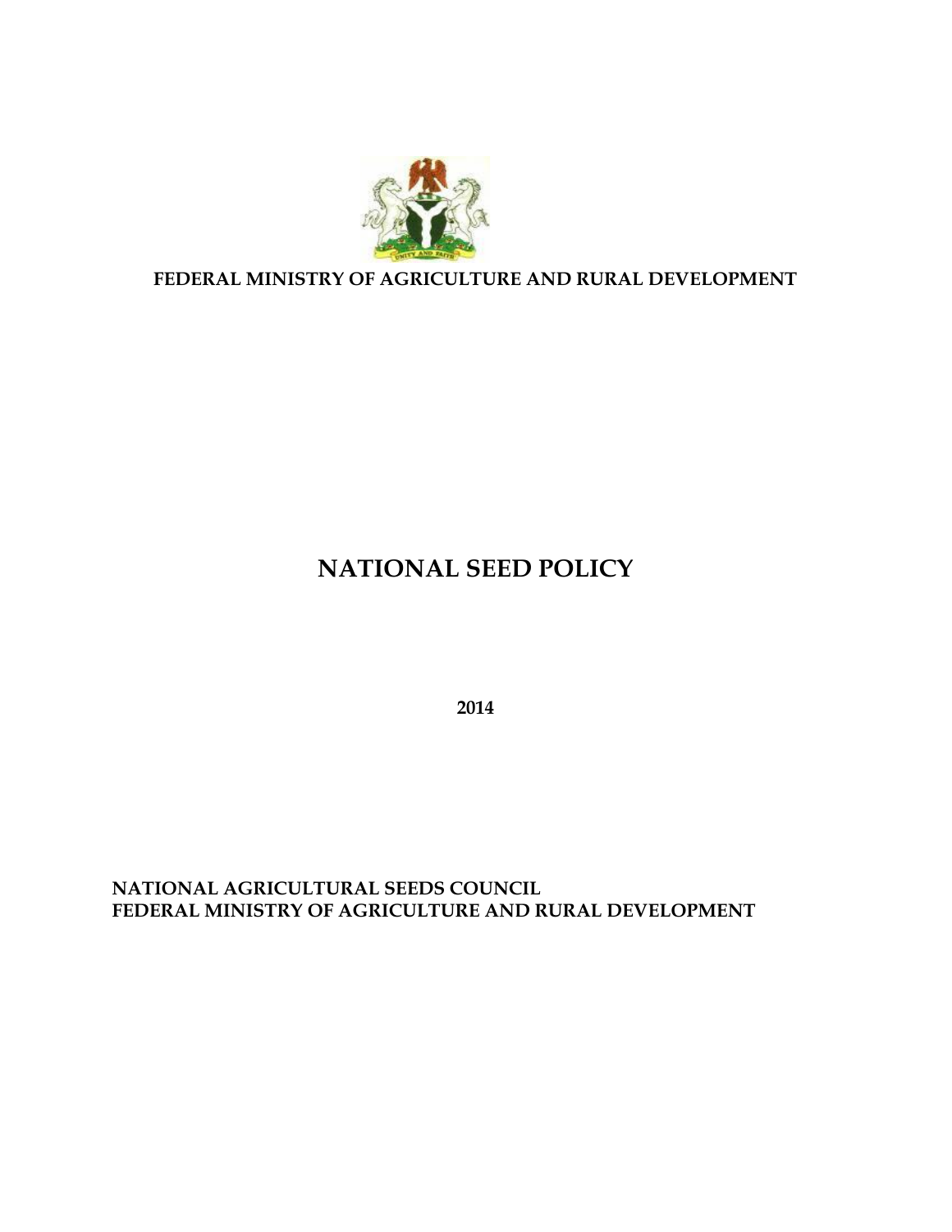**FEDERAL MINISTRY OF AGRICULTURE AND RURAL DEVELOPMENT**

# NATIONAL SEED POLICY

**2014**

**NATIONAL AGRICULTURAL SEEDS COUNCIL**
**FEDERAL MINISTRY OF AGRICULTURE AND RURAL DEVELOPMENT**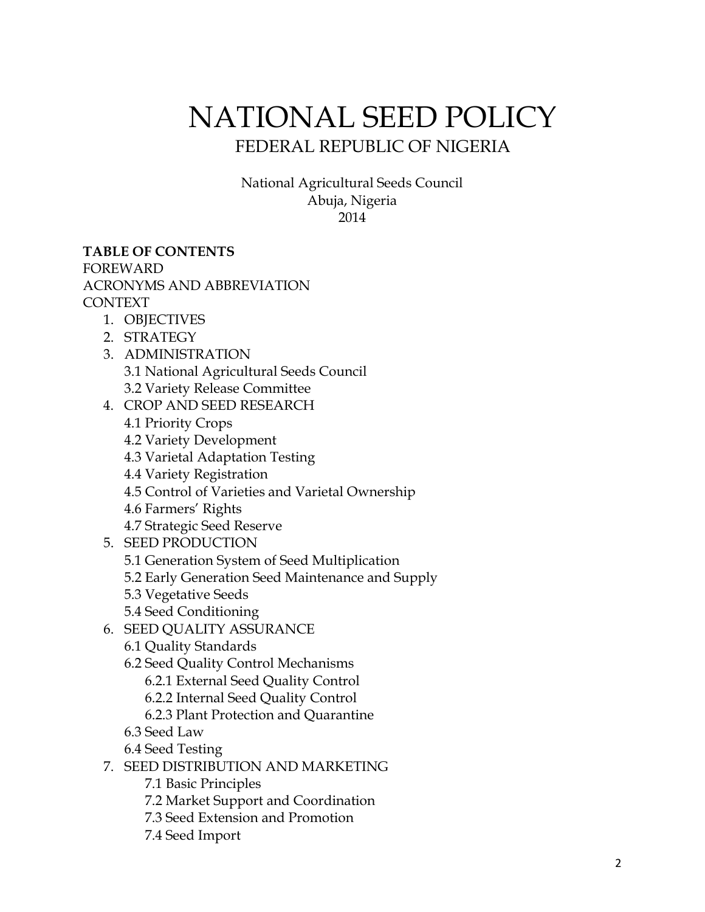# NATIONAL SEED POLICY

## FEDERAL REPUBLIC OF NIGERIA

National Agricultural Seeds Council
Abuja, Nigeria
2014

**TABLE OF CONTENTS**

FOREWARD
ACRONYMS AND ABBREVIATION
CONTEXT

1. OBJECTIVES
2. STRATEGY
3. ADMINISTRATION
   - 3.1 National Agricultural Seeds Council
   - 3.2 Variety Release Committee
4. CROP AND SEED RESEARCH
   - 4.1 Priority Crops
   - 4.2 Variety Development
   - 4.3 Varietal Adaptation Testing
   - 4.4 Variety Registration
   - 4.5 Control of Varieties and Varietal Ownership
   - 4.6 Farmers' Rights
   - 4.7 Strategic Seed Reserve
5. SEED PRODUCTION
   - 5.1 Generation System of Seed Multiplication
   - 5.2 Early Generation Seed Maintenance and Supply
   - 5.3 Vegetative Seeds
   - 5.4 Seed Conditioning
6. SEED QUALITY ASSURANCE
   - 6.1 Quality Standards
   - 6.2 Seed Quality Control Mechanisms
     - 6.2.1 External Seed Quality Control
     - 6.2.2 Internal Seed Quality Control
     - 6.2.3 Plant Protection and Quarantine
   - 6.3 Seed Law
   - 6.4 Seed Testing
7. SEED DISTRIBUTION AND MARKETING
   - 7.1 Basic Principles
   - 7.2 Market Support and Coordination
   - 7.3 Seed Extension and Promotion
   - 7.4 Seed Import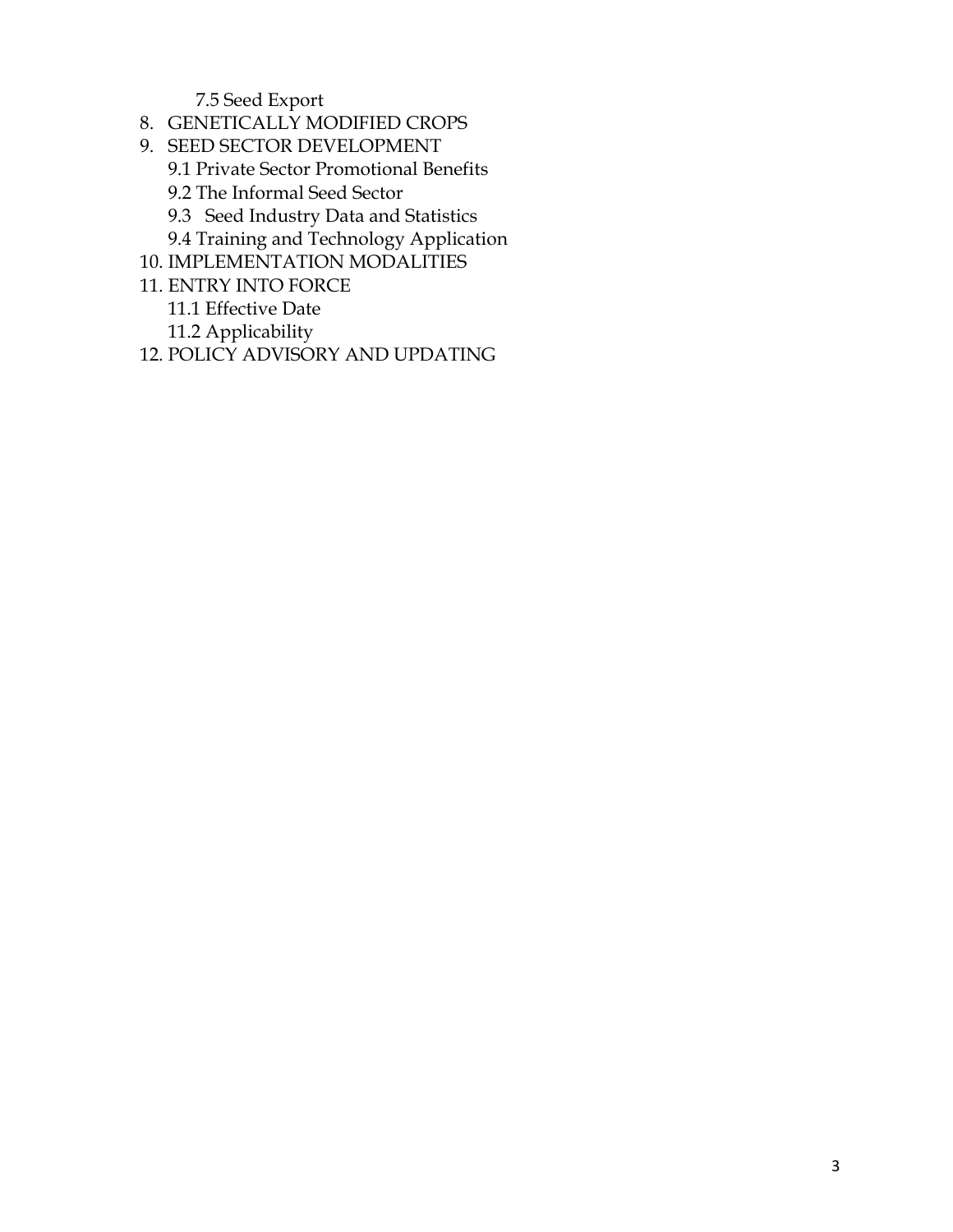7.5 Seed Export

8. GENETICALLY MODIFIED CROPS
9. SEED SECTOR DEVELOPMENT
    9.1 Private Sector Promotional Benefits
    9.2 The Informal Seed Sector
    9.3 Seed Industry Data and Statistics
    9.4 Training and Technology Application
10. IMPLEMENTATION MODALITIES
11. ENTRY INTO FORCE
    11.1 Effective Date
    11.2 Applicability
12. POLICY ADVISORY AND UPDATING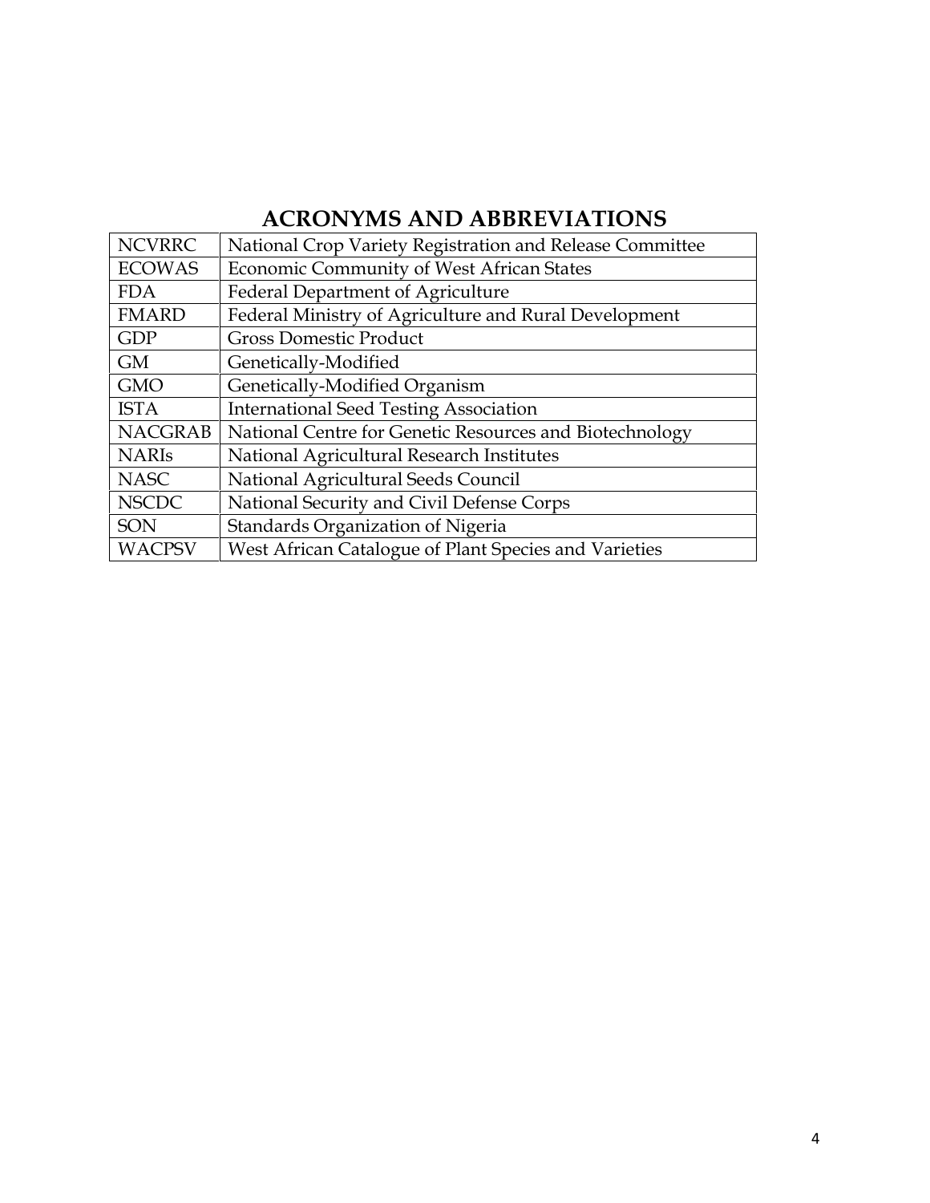## ACRONYMS AND ABBREVIATIONS

| | |
|---|---|
| NCVRRC | National Crop Variety Registration and Release Committee |
| ECOWAS | Economic Community of West African States |
| FDA | Federal Department of Agriculture |
| FMARD | Federal Ministry of Agriculture and Rural Development |
| GDP | Gross Domestic Product |
| GM | Genetically-Modified |
| GMO | Genetically-Modified Organism |
| ISTA | International Seed Testing Association |
| NACGRAB | National Centre for Genetic Resources and Biotechnology |
| NARIs | National Agricultural Research Institutes |
| NASC | National Agricultural Seeds Council |
| NSCDC | National Security and Civil Defense Corps |
| SON | Standards Organization of Nigeria |
| WACPSV | West African Catalogue of Plant Species and Varieties |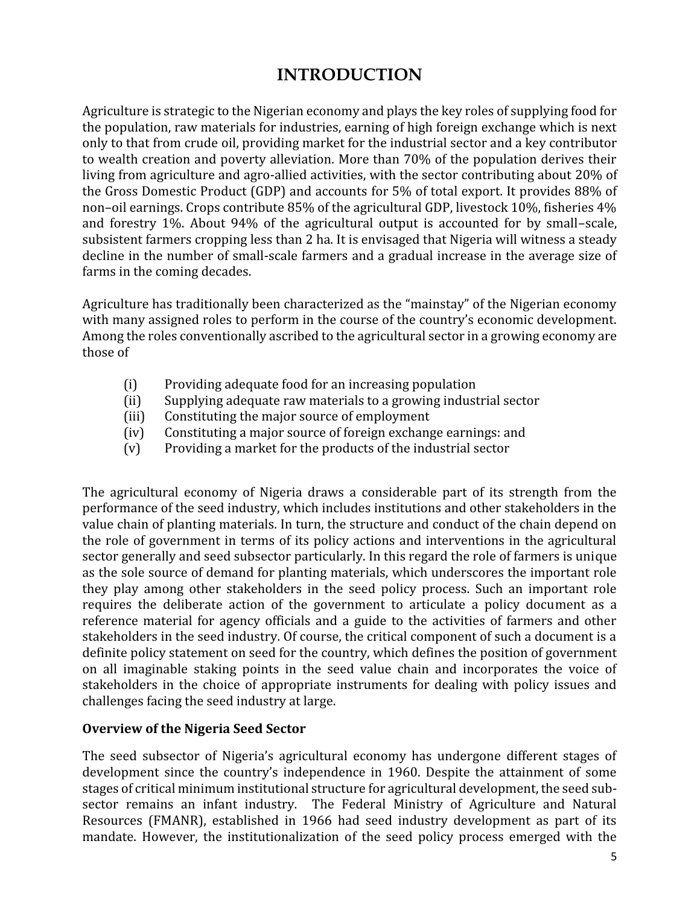# INTRODUCTION

Agriculture is strategic to the Nigerian economy and plays the key roles of supplying food for the population, raw materials for industries, earning of high foreign exchange which is next only to that from crude oil, providing market for the industrial sector and a key contributor to wealth creation and poverty alleviation. More than 70% of the population derives their living from agriculture and agro-allied activities, with the sector contributing about 20% of the Gross Domestic Product (GDP) and accounts for 5% of total export. It provides 88% of non–oil earnings. Crops contribute 85% of the agricultural GDP, livestock 10%, fisheries 4% and forestry 1%. About 94% of the agricultural output is accounted for by small–scale, subsistent farmers cropping less than 2 ha. It is envisaged that Nigeria will witness a steady decline in the number of small-scale farmers and a gradual increase in the average size of farms in the coming decades.

Agriculture has traditionally been characterized as the "mainstay" of the Nigerian economy with many assigned roles to perform in the course of the country's economic development. Among the roles conventionally ascribed to the agricultural sector in a growing economy are those of

(i) Providing adequate food for an increasing population
(ii) Supplying adequate raw materials to a growing industrial sector
(iii) Constituting the major source of employment
(iv) Constituting a major source of foreign exchange earnings: and
(v) Providing a market for the products of the industrial sector

The agricultural economy of Nigeria draws a considerable part of its strength from the performance of the seed industry, which includes institutions and other stakeholders in the value chain of planting materials. In turn, the structure and conduct of the chain depend on the role of government in terms of its policy actions and interventions in the agricultural sector generally and seed subsector particularly. In this regard the role of farmers is unique as the sole source of demand for planting materials, which underscores the important role they play among other stakeholders in the seed policy process. Such an important role requires the deliberate action of the government to articulate a policy document as a reference material for agency officials and a guide to the activities of farmers and other stakeholders in the seed industry. Of course, the critical component of such a document is a definite policy statement on seed for the country, which defines the position of government on all imaginable staking points in the seed value chain and incorporates the voice of stakeholders in the choice of appropriate instruments for dealing with policy issues and challenges facing the seed industry at large.

**Overview of the Nigeria Seed Sector**

The seed subsector of Nigeria's agricultural economy has undergone different stages of development since the country's independence in 1960. Despite the attainment of some stages of critical minimum institutional structure for agricultural development, the seed sub-sector remains an infant industry. The Federal Ministry of Agriculture and Natural Resources (FMANR), established in 1966 had seed industry development as part of its mandate. However, the institutionalization of the seed policy process emerged with the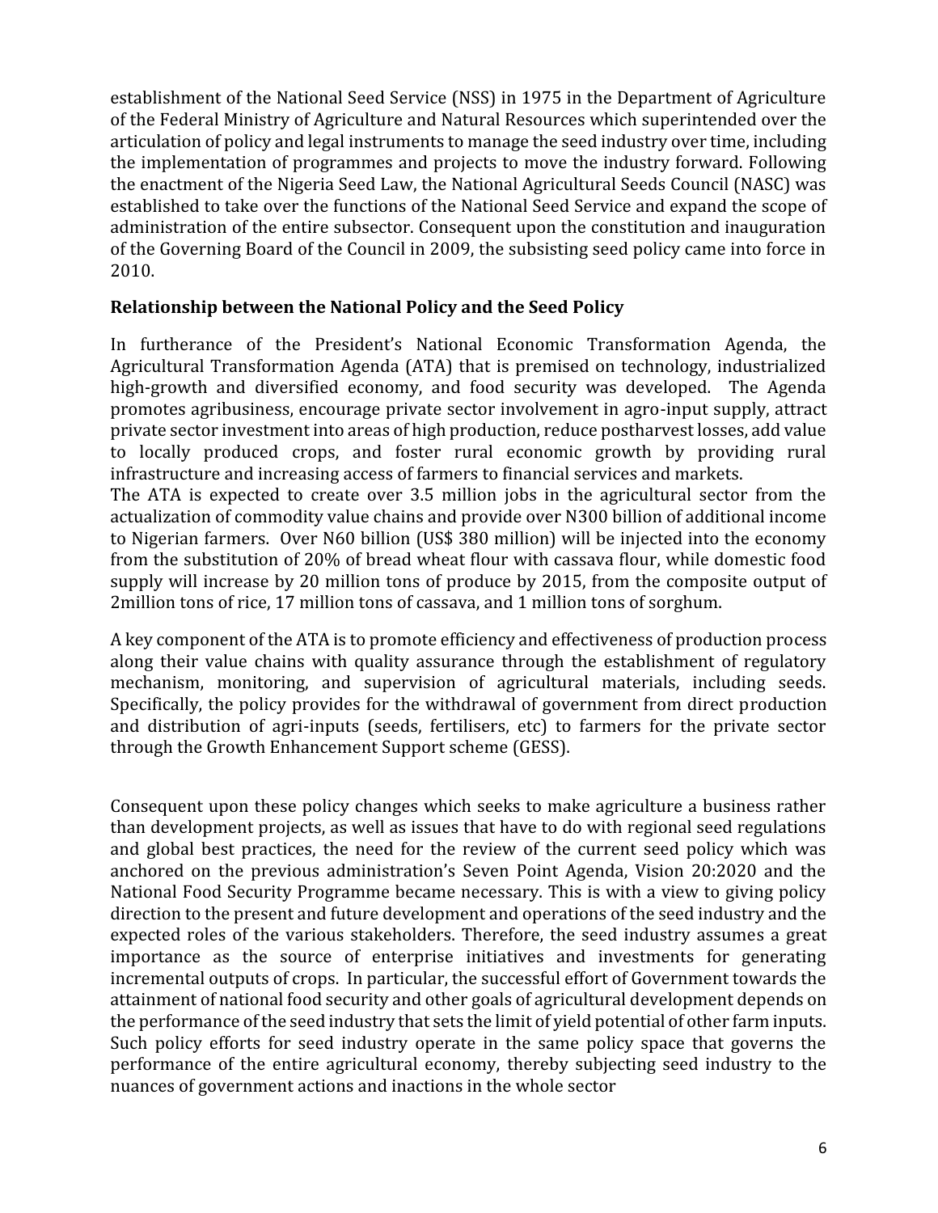establishment of the National Seed Service (NSS) in 1975 in the Department of Agriculture of the Federal Ministry of Agriculture and Natural Resources which superintended over the articulation of policy and legal instruments to manage the seed industry over time, including the implementation of programmes and projects to move the industry forward. Following the enactment of the Nigeria Seed Law, the National Agricultural Seeds Council (NASC) was established to take over the functions of the National Seed Service and expand the scope of administration of the entire subsector. Consequent upon the constitution and inauguration of the Governing Board of the Council in 2009, the subsisting seed policy came into force in 2010.

## Relationship between the National Policy and the Seed Policy

In furtherance of the President's National Economic Transformation Agenda, the Agricultural Transformation Agenda (ATA) that is premised on technology, industrialized high-growth and diversified economy, and food security was developed. The Agenda promotes agribusiness, encourage private sector involvement in agro-input supply, attract private sector investment into areas of high production, reduce postharvest losses, add value to locally produced crops, and foster rural economic growth by providing rural infrastructure and increasing access of farmers to financial services and markets.

The ATA is expected to create over 3.5 million jobs in the agricultural sector from the actualization of commodity value chains and provide over N300 billion of additional income to Nigerian farmers. Over N60 billion (US$ 380 million) will be injected into the economy from the substitution of 20% of bread wheat flour with cassava flour, while domestic food supply will increase by 20 million tons of produce by 2015, from the composite output of 2million tons of rice, 17 million tons of cassava, and 1 million tons of sorghum.

A key component of the ATA is to promote efficiency and effectiveness of production process along their value chains with quality assurance through the establishment of regulatory mechanism, monitoring, and supervision of agricultural materials, including seeds. Specifically, the policy provides for the withdrawal of government from direct production and distribution of agri-inputs (seeds, fertilisers, etc) to farmers for the private sector through the Growth Enhancement Support scheme (GESS).

Consequent upon these policy changes which seeks to make agriculture a business rather than development projects, as well as issues that have to do with regional seed regulations and global best practices, the need for the review of the current seed policy which was anchored on the previous administration's Seven Point Agenda, Vision 20:2020 and the National Food Security Programme became necessary. This is with a view to giving policy direction to the present and future development and operations of the seed industry and the expected roles of the various stakeholders. Therefore, the seed industry assumes a great importance as the source of enterprise initiatives and investments for generating incremental outputs of crops. In particular, the successful effort of Government towards the attainment of national food security and other goals of agricultural development depends on the performance of the seed industry that sets the limit of yield potential of other farm inputs. Such policy efforts for seed industry operate in the same policy space that governs the performance of the entire agricultural economy, thereby subjecting seed industry to the nuances of government actions and inactions in the whole sector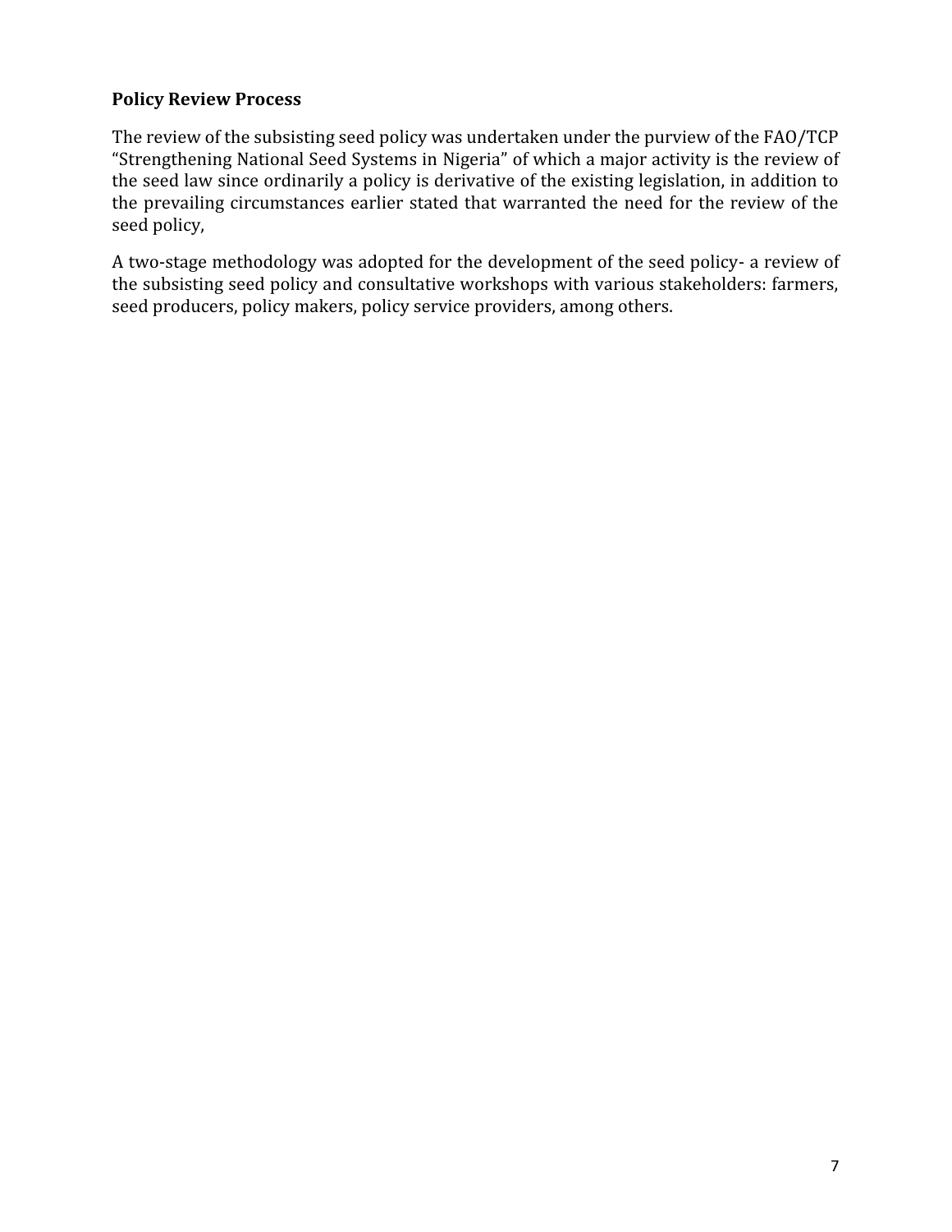**Policy Review Process**

The review of the subsisting seed policy was undertaken under the purview of the FAO/TCP "Strengthening National Seed Systems in Nigeria" of which a major activity is the review of the seed law since ordinarily a policy is derivative of the existing legislation, in addition to the prevailing circumstances earlier stated that warranted the need for the review of the seed policy,

A two-stage methodology was adopted for the development of the seed policy- a review of the subsisting seed policy and consultative workshops with various stakeholders: farmers, seed producers, policy makers, policy service providers, among others.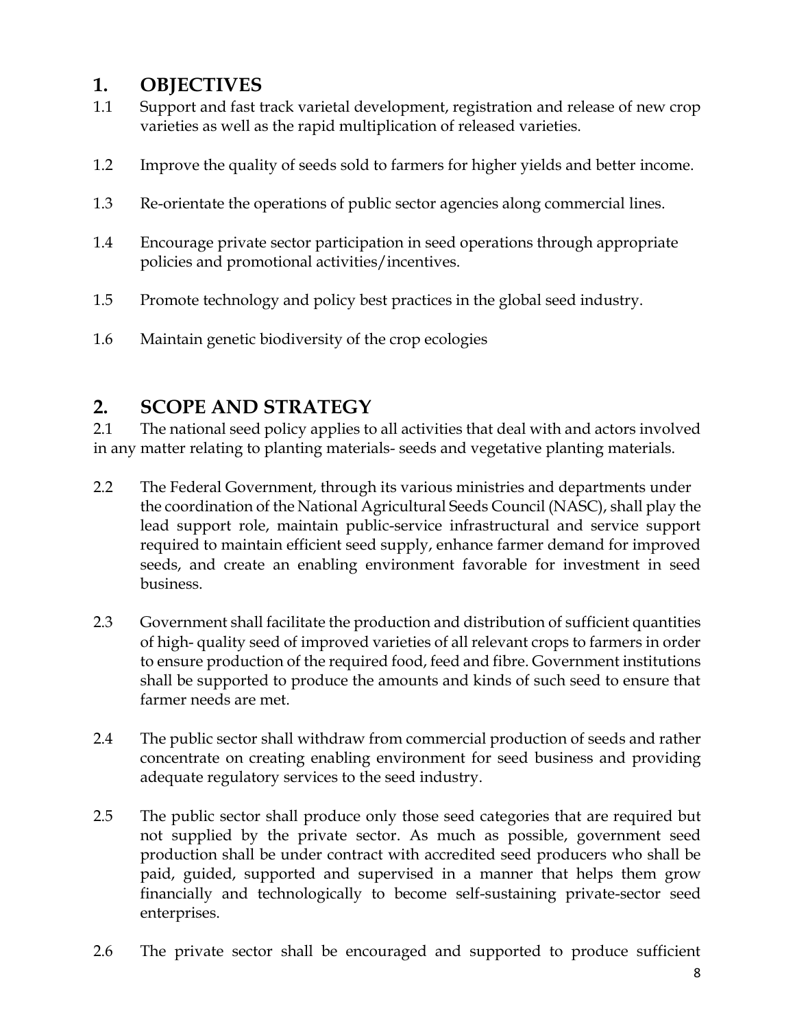## 1. OBJECTIVES

1.1 Support and fast track varietal development, registration and release of new crop varieties as well as the rapid multiplication of released varieties.

1.2 Improve the quality of seeds sold to farmers for higher yields and better income.

1.3 Re-orientate the operations of public sector agencies along commercial lines.

1.4 Encourage private sector participation in seed operations through appropriate policies and promotional activities/incentives.

1.5 Promote technology and policy best practices in the global seed industry.

1.6 Maintain genetic biodiversity of the crop ecologies

## 2. SCOPE AND STRATEGY

2.1 The national seed policy applies to all activities that deal with and actors involved in any matter relating to planting materials- seeds and vegetative planting materials.

2.2 The Federal Government, through its various ministries and departments under the coordination of the National Agricultural Seeds Council (NASC), shall play the lead support role, maintain public-service infrastructural and service support required to maintain efficient seed supply, enhance farmer demand for improved seeds, and create an enabling environment favorable for investment in seed business.

2.3 Government shall facilitate the production and distribution of sufficient quantities of high- quality seed of improved varieties of all relevant crops to farmers in order to ensure production of the required food, feed and fibre. Government institutions shall be supported to produce the amounts and kinds of such seed to ensure that farmer needs are met.

2.4 The public sector shall withdraw from commercial production of seeds and rather concentrate on creating enabling environment for seed business and providing adequate regulatory services to the seed industry.

2.5 The public sector shall produce only those seed categories that are required but not supplied by the private sector. As much as possible, government seed production shall be under contract with accredited seed producers who shall be paid, guided, supported and supervised in a manner that helps them grow financially and technologically to become self-sustaining private-sector seed enterprises.

2.6 The private sector shall be encouraged and supported to produce sufficient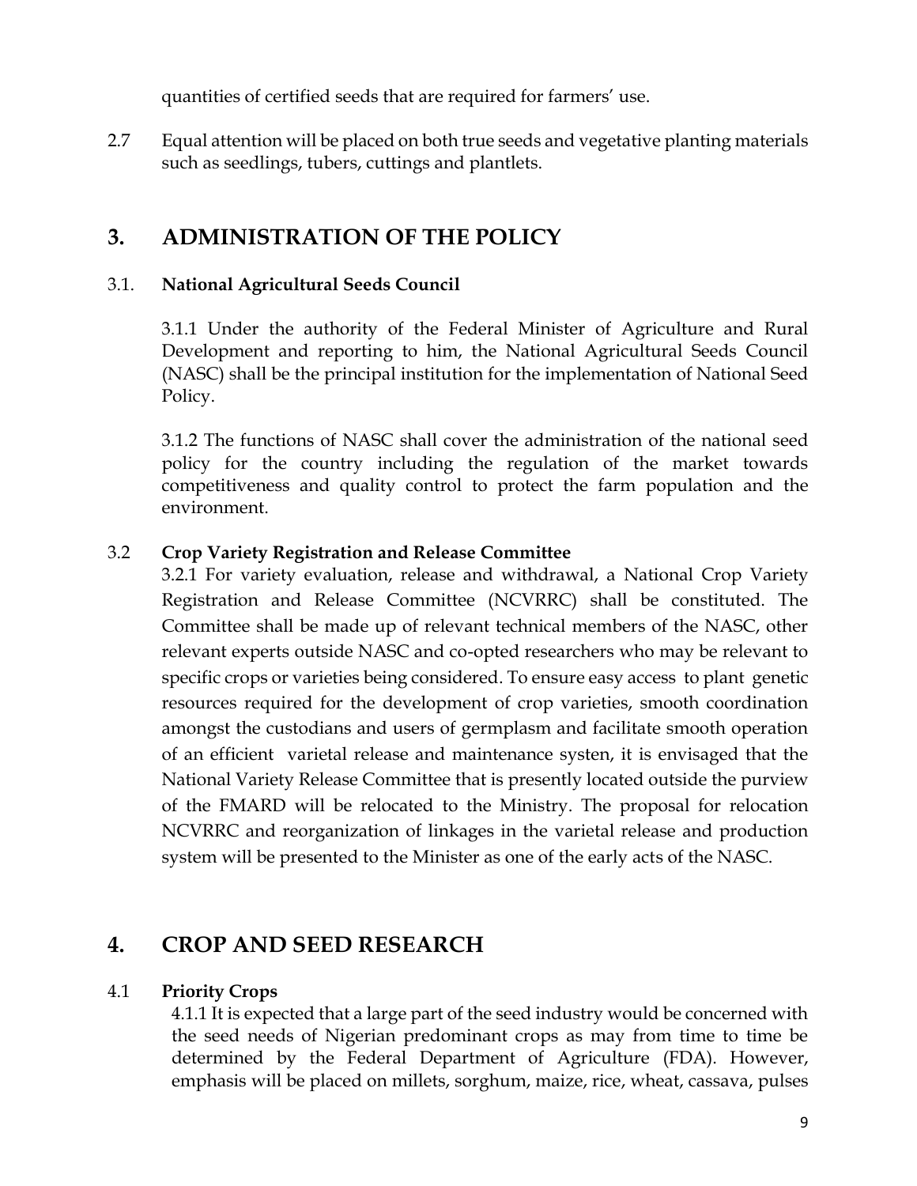quantities of certified seeds that are required for farmers' use.

2.7 Equal attention will be placed on both true seeds and vegetative planting materials such as seedlings, tubers, cuttings and plantlets.

## 3. ADMINISTRATION OF THE POLICY

### 3.1. National Agricultural Seeds Council

3.1.1 Under the authority of the Federal Minister of Agriculture and Rural Development and reporting to him, the National Agricultural Seeds Council (NASC) shall be the principal institution for the implementation of National Seed Policy.

3.1.2 The functions of NASC shall cover the administration of the national seed policy for the country including the regulation of the market towards competitiveness and quality control to protect the farm population and the environment.

### 3.2 Crop Variety Registration and Release Committee

3.2.1 For variety evaluation, release and withdrawal, a National Crop Variety Registration and Release Committee (NCVRRC) shall be constituted. The Committee shall be made up of relevant technical members of the NASC, other relevant experts outside NASC and co-opted researchers who may be relevant to specific crops or varieties being considered. To ensure easy access to plant genetic resources required for the development of crop varieties, smooth coordination amongst the custodians and users of germplasm and facilitate smooth operation of an efficient varietal release and maintenance systen, it is envisaged that the National Variety Release Committee that is presently located outside the purview of the FMARD will be relocated to the Ministry. The proposal for relocation NCVRRC and reorganization of linkages in the varietal release and production system will be presented to the Minister as one of the early acts of the NASC.

## 4. CROP AND SEED RESEARCH

### 4.1 Priority Crops

4.1.1 It is expected that a large part of the seed industry would be concerned with the seed needs of Nigerian predominant crops as may from time to time be determined by the Federal Department of Agriculture (FDA). However, emphasis will be placed on millets, sorghum, maize, rice, wheat, cassava, pulses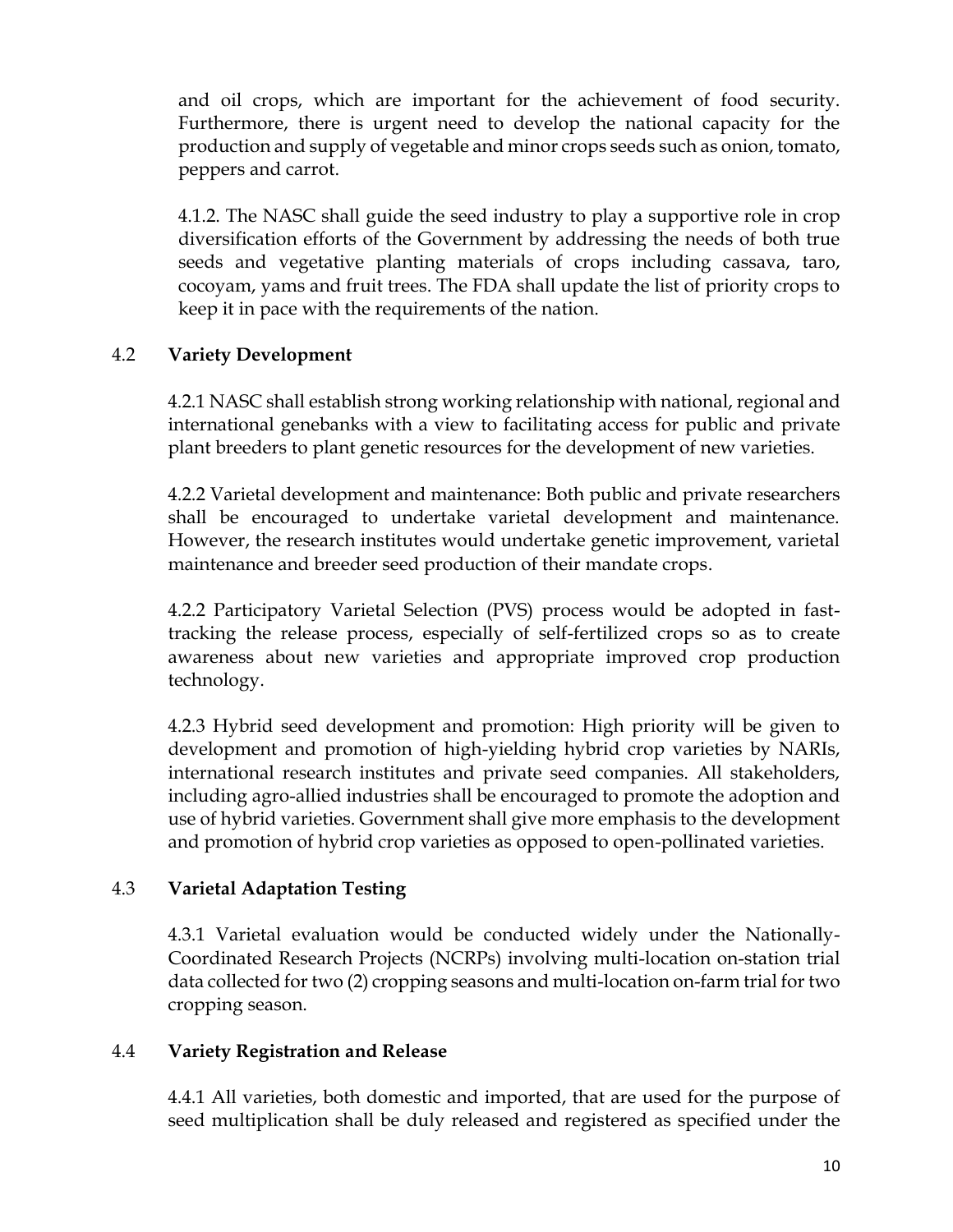and oil crops, which are important for the achievement of food security. Furthermore, there is urgent need to develop the national capacity for the production and supply of vegetable and minor crops seeds such as onion, tomato, peppers and carrot.

4.1.2. The NASC shall guide the seed industry to play a supportive role in crop diversification efforts of the Government by addressing the needs of both true seeds and vegetative planting materials of crops including cassava, taro, cocoyam, yams and fruit trees. The FDA shall update the list of priority crops to keep it in pace with the requirements of the nation.

### 4.2 Variety Development

4.2.1 NASC shall establish strong working relationship with national, regional and international genebanks with a view to facilitating access for public and private plant breeders to plant genetic resources for the development of new varieties.

4.2.2 Varietal development and maintenance: Both public and private researchers shall be encouraged to undertake varietal development and maintenance. However, the research institutes would undertake genetic improvement, varietal maintenance and breeder seed production of their mandate crops.

4.2.2 Participatory Varietal Selection (PVS) process would be adopted in fast-tracking the release process, especially of self-fertilized crops so as to create awareness about new varieties and appropriate improved crop production technology.

4.2.3 Hybrid seed development and promotion: High priority will be given to development and promotion of high-yielding hybrid crop varieties by NARIs, international research institutes and private seed companies. All stakeholders, including agro-allied industries shall be encouraged to promote the adoption and use of hybrid varieties. Government shall give more emphasis to the development and promotion of hybrid crop varieties as opposed to open-pollinated varieties.

### 4.3 Varietal Adaptation Testing

4.3.1 Varietal evaluation would be conducted widely under the Nationally-Coordinated Research Projects (NCRPs) involving multi-location on-station trial data collected for two (2) cropping seasons and multi-location on-farm trial for two cropping season.

### 4.4 Variety Registration and Release

4.4.1 All varieties, both domestic and imported, that are used for the purpose of seed multiplication shall be duly released and registered as specified under the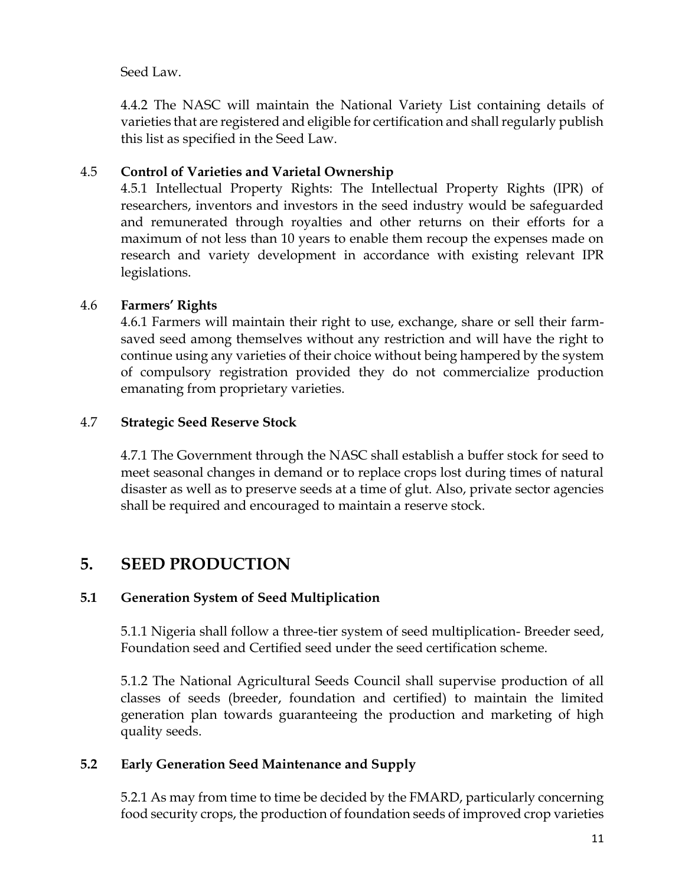Seed Law.

4.4.2 The NASC will maintain the National Variety List containing details of varieties that are registered and eligible for certification and shall regularly publish this list as specified in the Seed Law.

### 4.5 **Control of Varieties and Varietal Ownership**

4.5.1 Intellectual Property Rights: The Intellectual Property Rights (IPR) of researchers, inventors and investors in the seed industry would be safeguarded and remunerated through royalties and other returns on their efforts for a maximum of not less than 10 years to enable them recoup the expenses made on research and variety development in accordance with existing relevant IPR legislations.

### 4.6 **Farmers' Rights**

4.6.1 Farmers will maintain their right to use, exchange, share or sell their farm-saved seed among themselves without any restriction and will have the right to continue using any varieties of their choice without being hampered by the system of compulsory registration provided they do not commercialize production emanating from proprietary varieties.

### 4.7 **Strategic Seed Reserve Stock**

4.7.1 The Government through the NASC shall establish a buffer stock for seed to meet seasonal changes in demand or to replace crops lost during times of natural disaster as well as to preserve seeds at a time of glut. Also, private sector agencies shall be required and encouraged to maintain a reserve stock.

## 5. SEED PRODUCTION

### 5.1 Generation System of Seed Multiplication

5.1.1 Nigeria shall follow a three-tier system of seed multiplication- Breeder seed, Foundation seed and Certified seed under the seed certification scheme.

5.1.2 The National Agricultural Seeds Council shall supervise production of all classes of seeds (breeder, foundation and certified) to maintain the limited generation plan towards guaranteeing the production and marketing of high quality seeds.

### 5.2 Early Generation Seed Maintenance and Supply

5.2.1 As may from time to time be decided by the FMARD, particularly concerning food security crops, the production of foundation seeds of improved crop varieties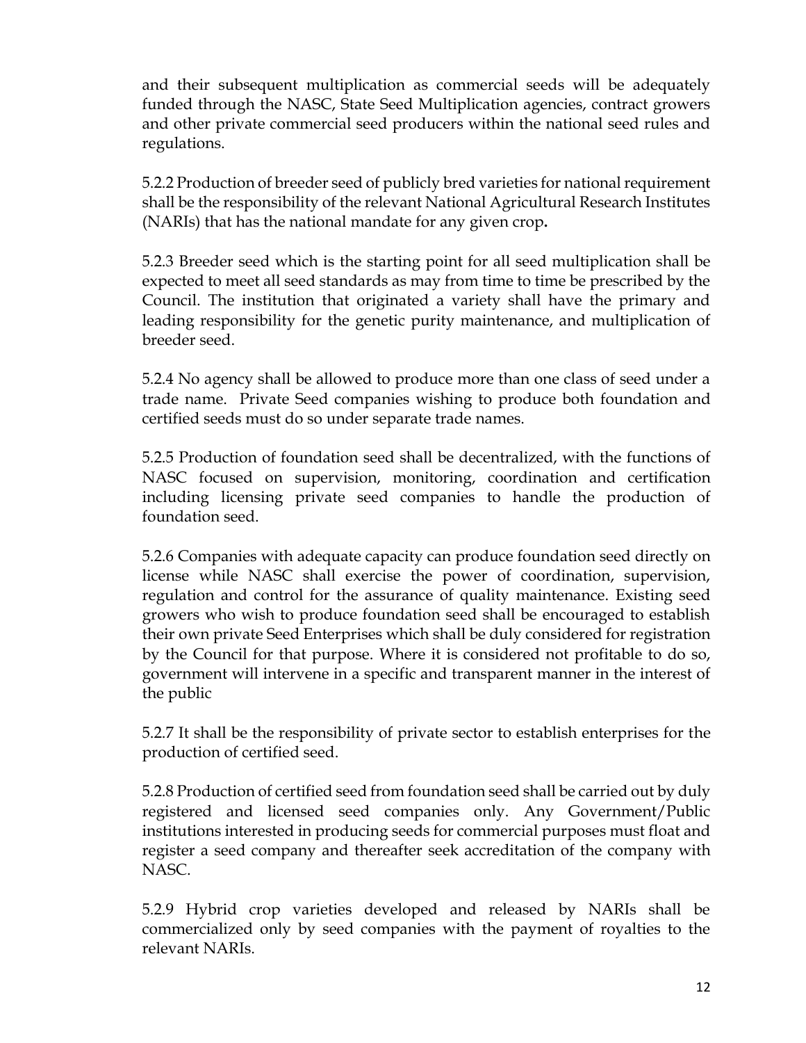and their subsequent multiplication as commercial seeds will be adequately funded through the NASC, State Seed Multiplication agencies, contract growers and other private commercial seed producers within the national seed rules and regulations.

5.2.2 Production of breeder seed of publicly bred varieties for national requirement shall be the responsibility of the relevant National Agricultural Research Institutes (NARIs) that has the national mandate for any given crop**.**

5.2.3 Breeder seed which is the starting point for all seed multiplication shall be expected to meet all seed standards as may from time to time be prescribed by the Council. The institution that originated a variety shall have the primary and leading responsibility for the genetic purity maintenance, and multiplication of breeder seed.

5.2.4 No agency shall be allowed to produce more than one class of seed under a trade name. Private Seed companies wishing to produce both foundation and certified seeds must do so under separate trade names.

5.2.5 Production of foundation seed shall be decentralized, with the functions of NASC focused on supervision, monitoring, coordination and certification including licensing private seed companies to handle the production of foundation seed.

5.2.6 Companies with adequate capacity can produce foundation seed directly on license while NASC shall exercise the power of coordination, supervision, regulation and control for the assurance of quality maintenance. Existing seed growers who wish to produce foundation seed shall be encouraged to establish their own private Seed Enterprises which shall be duly considered for registration by the Council for that purpose. Where it is considered not profitable to do so, government will intervene in a specific and transparent manner in the interest of the public

5.2.7 It shall be the responsibility of private sector to establish enterprises for the production of certified seed.

5.2.8 Production of certified seed from foundation seed shall be carried out by duly registered and licensed seed companies only. Any Government/Public institutions interested in producing seeds for commercial purposes must float and register a seed company and thereafter seek accreditation of the company with NASC.

5.2.9 Hybrid crop varieties developed and released by NARIs shall be commercialized only by seed companies with the payment of royalties to the relevant NARIs.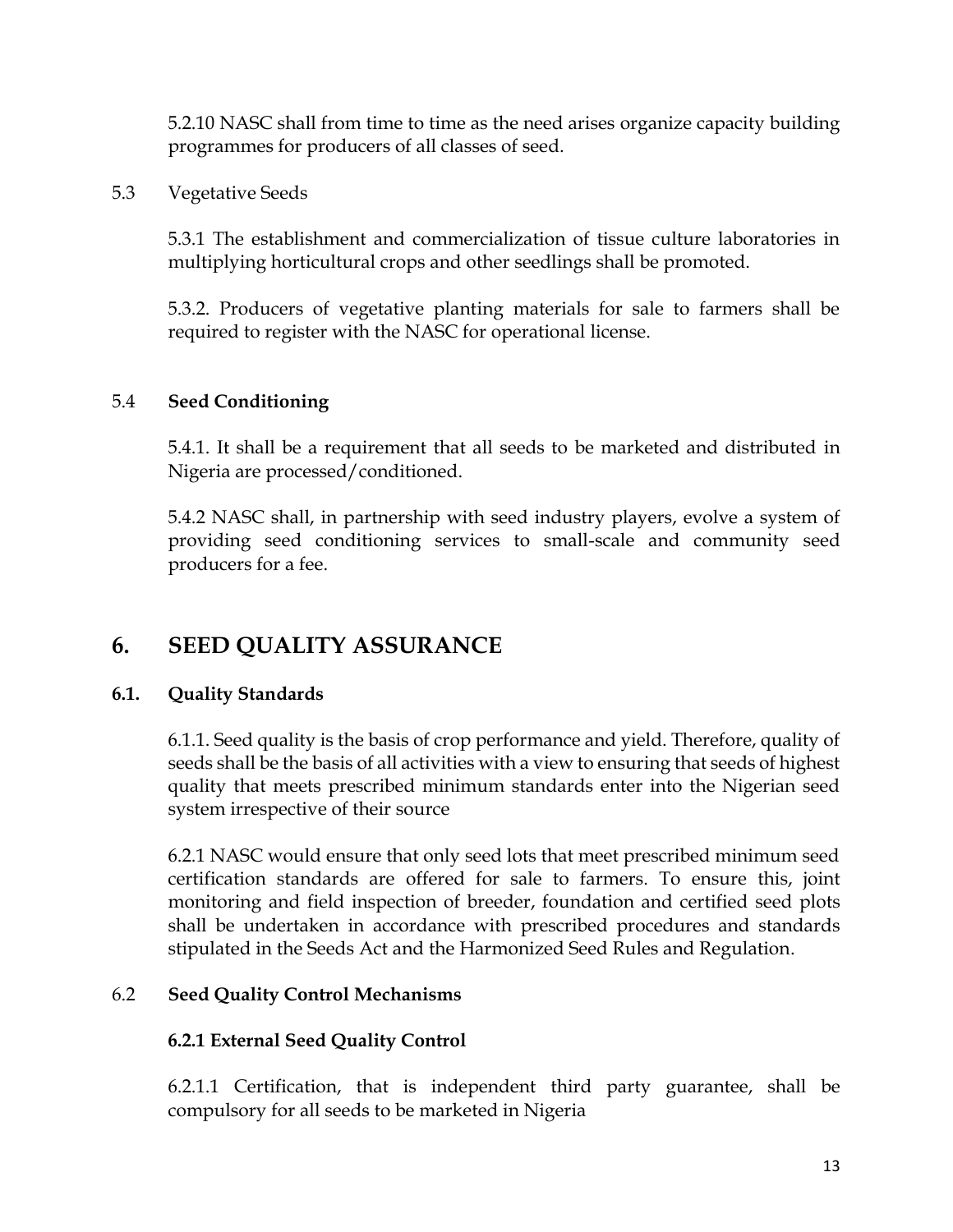5.2.10 NASC shall from time to time as the need arises organize capacity building programmes for producers of all classes of seed.

5.3 Vegetative Seeds

5.3.1 The establishment and commercialization of tissue culture laboratories in multiplying horticultural crops and other seedlings shall be promoted.

5.3.2. Producers of vegetative planting materials for sale to farmers shall be required to register with the NASC for operational license.

5.4 **Seed Conditioning**

5.4.1. It shall be a requirement that all seeds to be marketed and distributed in Nigeria are processed/conditioned.

5.4.2 NASC shall, in partnership with seed industry players, evolve a system of providing seed conditioning services to small-scale and community seed producers for a fee.

# 6. SEED QUALITY ASSURANCE

## 6.1. Quality Standards

6.1.1. Seed quality is the basis of crop performance and yield. Therefore, quality of seeds shall be the basis of all activities with a view to ensuring that seeds of highest quality that meets prescribed minimum standards enter into the Nigerian seed system irrespective of their source

6.2.1 NASC would ensure that only seed lots that meet prescribed minimum seed certification standards are offered for sale to farmers. To ensure this, joint monitoring and field inspection of breeder, foundation and certified seed plots shall be undertaken in accordance with prescribed procedures and standards stipulated in the Seeds Act and the Harmonized Seed Rules and Regulation.

## 6.2 Seed Quality Control Mechanisms

### 6.2.1 External Seed Quality Control

6.2.1.1 Certification, that is independent third party guarantee, shall be compulsory for all seeds to be marketed in Nigeria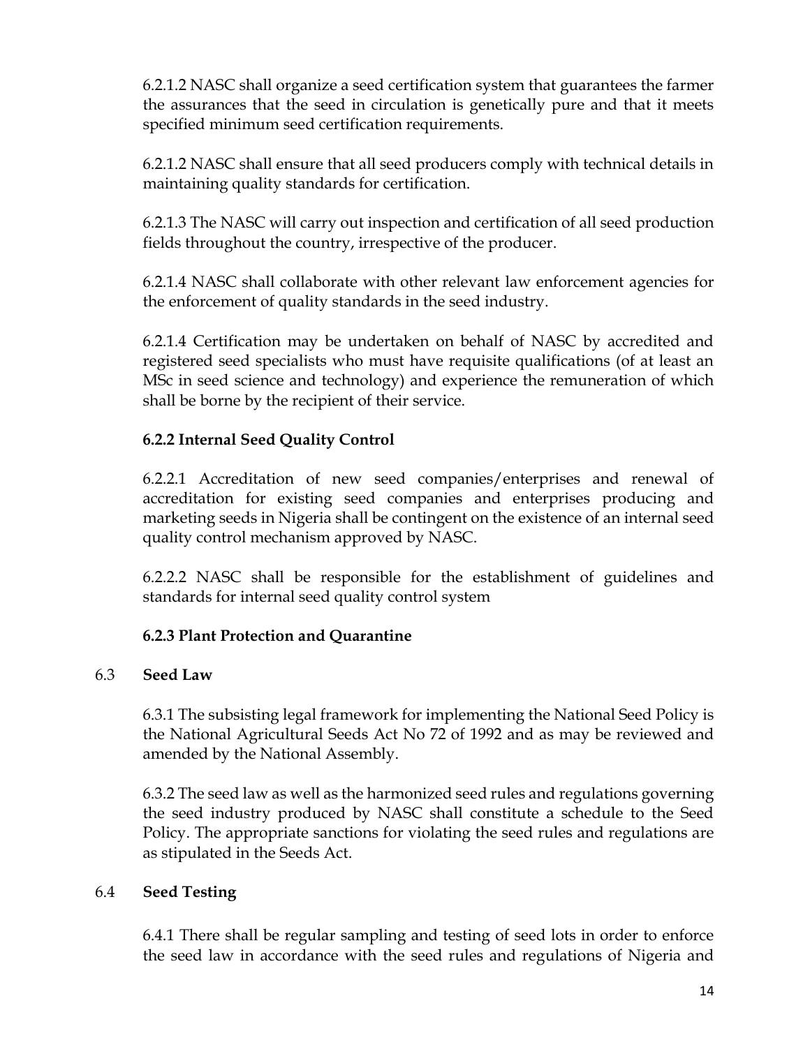6.2.1.2 NASC shall organize a seed certification system that guarantees the farmer the assurances that the seed in circulation is genetically pure and that it meets specified minimum seed certification requirements.

6.2.1.2 NASC shall ensure that all seed producers comply with technical details in maintaining quality standards for certification.

6.2.1.3 The NASC will carry out inspection and certification of all seed production fields throughout the country, irrespective of the producer.

6.2.1.4 NASC shall collaborate with other relevant law enforcement agencies for the enforcement of quality standards in the seed industry.

6.2.1.4 Certification may be undertaken on behalf of NASC by accredited and registered seed specialists who must have requisite qualifications (of at least an MSc in seed science and technology) and experience the remuneration of which shall be borne by the recipient of their service.

#### 6.2.2 Internal Seed Quality Control

6.2.2.1 Accreditation of new seed companies/enterprises and renewal of accreditation for existing seed companies and enterprises producing and marketing seeds in Nigeria shall be contingent on the existence of an internal seed quality control mechanism approved by NASC.

6.2.2.2 NASC shall be responsible for the establishment of guidelines and standards for internal seed quality control system

#### 6.2.3 Plant Protection and Quarantine

### 6.3 Seed Law

6.3.1 The subsisting legal framework for implementing the National Seed Policy is the National Agricultural Seeds Act No 72 of 1992 and as may be reviewed and amended by the National Assembly.

6.3.2 The seed law as well as the harmonized seed rules and regulations governing the seed industry produced by NASC shall constitute a schedule to the Seed Policy. The appropriate sanctions for violating the seed rules and regulations are as stipulated in the Seeds Act.

### 6.4 Seed Testing

6.4.1 There shall be regular sampling and testing of seed lots in order to enforce the seed law in accordance with the seed rules and regulations of Nigeria and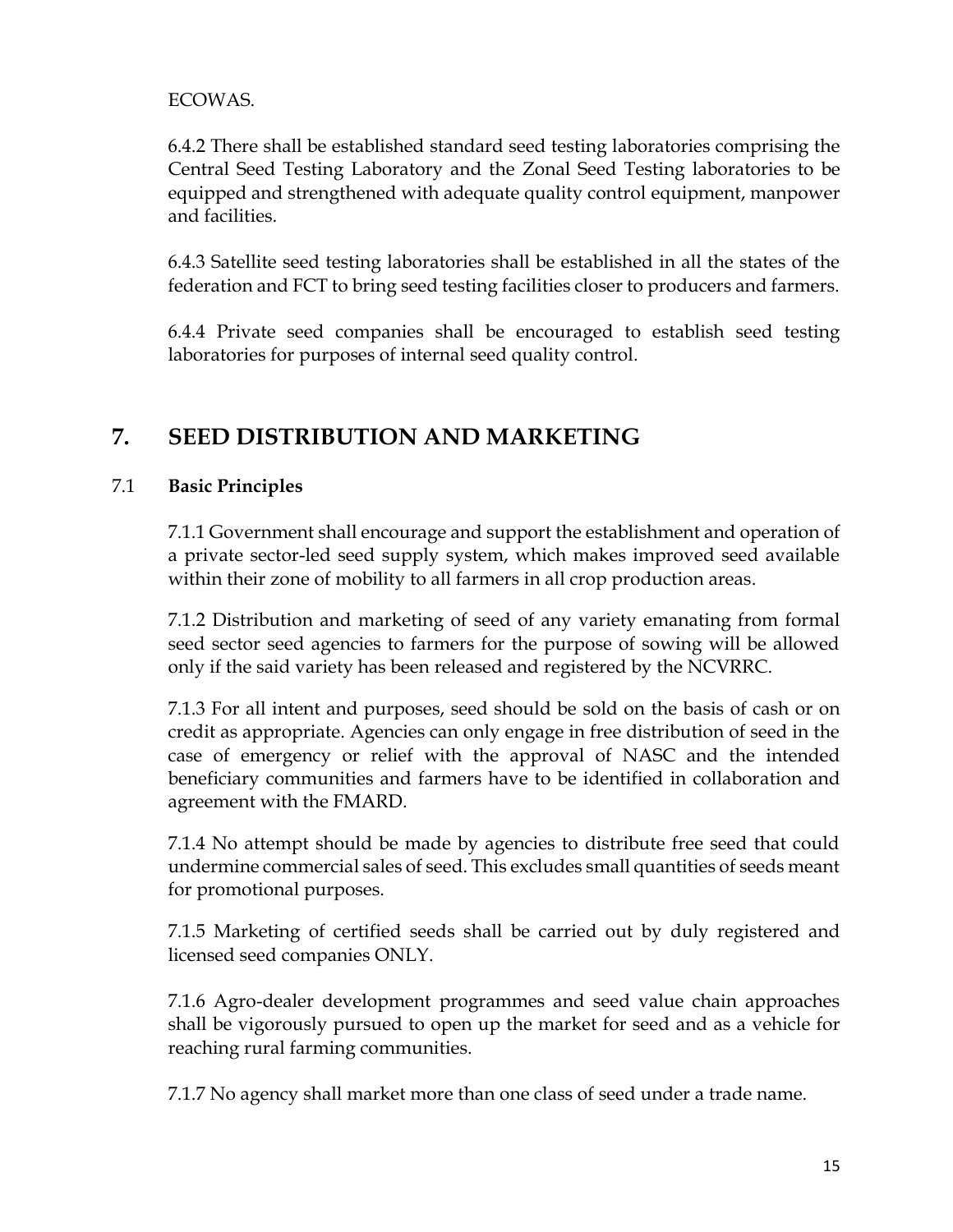ECOWAS.

6.4.2 There shall be established standard seed testing laboratories comprising the Central Seed Testing Laboratory and the Zonal Seed Testing laboratories to be equipped and strengthened with adequate quality control equipment, manpower and facilities.

6.4.3 Satellite seed testing laboratories shall be established in all the states of the federation and FCT to bring seed testing facilities closer to producers and farmers.

6.4.4 Private seed companies shall be encouraged to establish seed testing laboratories for purposes of internal seed quality control.

# 7. SEED DISTRIBUTION AND MARKETING

## 7.1 Basic Principles

7.1.1 Government shall encourage and support the establishment and operation of a private sector-led seed supply system, which makes improved seed available within their zone of mobility to all farmers in all crop production areas.

7.1.2 Distribution and marketing of seed of any variety emanating from formal seed sector seed agencies to farmers for the purpose of sowing will be allowed only if the said variety has been released and registered by the NCVRRC.

7.1.3 For all intent and purposes, seed should be sold on the basis of cash or on credit as appropriate. Agencies can only engage in free distribution of seed in the case of emergency or relief with the approval of NASC and the intended beneficiary communities and farmers have to be identified in collaboration and agreement with the FMARD.

7.1.4 No attempt should be made by agencies to distribute free seed that could undermine commercial sales of seed. This excludes small quantities of seeds meant for promotional purposes.

7.1.5 Marketing of certified seeds shall be carried out by duly registered and licensed seed companies ONLY.

7.1.6 Agro-dealer development programmes and seed value chain approaches shall be vigorously pursued to open up the market for seed and as a vehicle for reaching rural farming communities.

7.1.7 No agency shall market more than one class of seed under a trade name.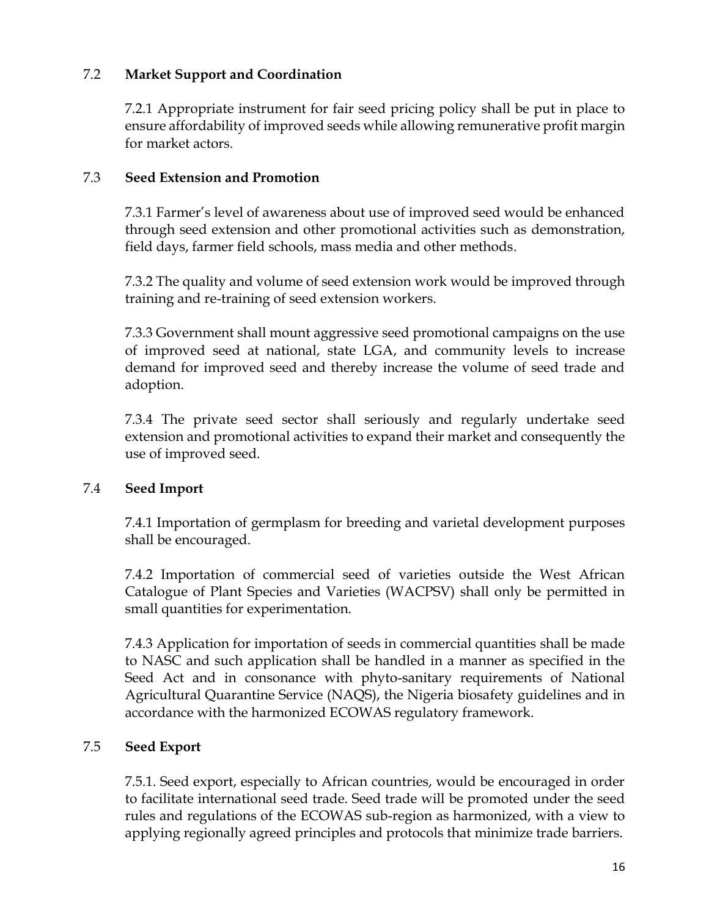## 7.2 Market Support and Coordination

7.2.1 Appropriate instrument for fair seed pricing policy shall be put in place to ensure affordability of improved seeds while allowing remunerative profit margin for market actors.

## 7.3 Seed Extension and Promotion

7.3.1 Farmer's level of awareness about use of improved seed would be enhanced through seed extension and other promotional activities such as demonstration, field days, farmer field schools, mass media and other methods.

7.3.2 The quality and volume of seed extension work would be improved through training and re-training of seed extension workers.

7.3.3 Government shall mount aggressive seed promotional campaigns on the use of improved seed at national, state LGA, and community levels to increase demand for improved seed and thereby increase the volume of seed trade and adoption.

7.3.4 The private seed sector shall seriously and regularly undertake seed extension and promotional activities to expand their market and consequently the use of improved seed.

## 7.4 Seed Import

7.4.1 Importation of germplasm for breeding and varietal development purposes shall be encouraged.

7.4.2 Importation of commercial seed of varieties outside the West African Catalogue of Plant Species and Varieties (WACPSV) shall only be permitted in small quantities for experimentation.

7.4.3 Application for importation of seeds in commercial quantities shall be made to NASC and such application shall be handled in a manner as specified in the Seed Act and in consonance with phyto-sanitary requirements of National Agricultural Quarantine Service (NAQS), the Nigeria biosafety guidelines and in accordance with the harmonized ECOWAS regulatory framework.

## 7.5 Seed Export

7.5.1. Seed export, especially to African countries, would be encouraged in order to facilitate international seed trade. Seed trade will be promoted under the seed rules and regulations of the ECOWAS sub-region as harmonized, with a view to applying regionally agreed principles and protocols that minimize trade barriers.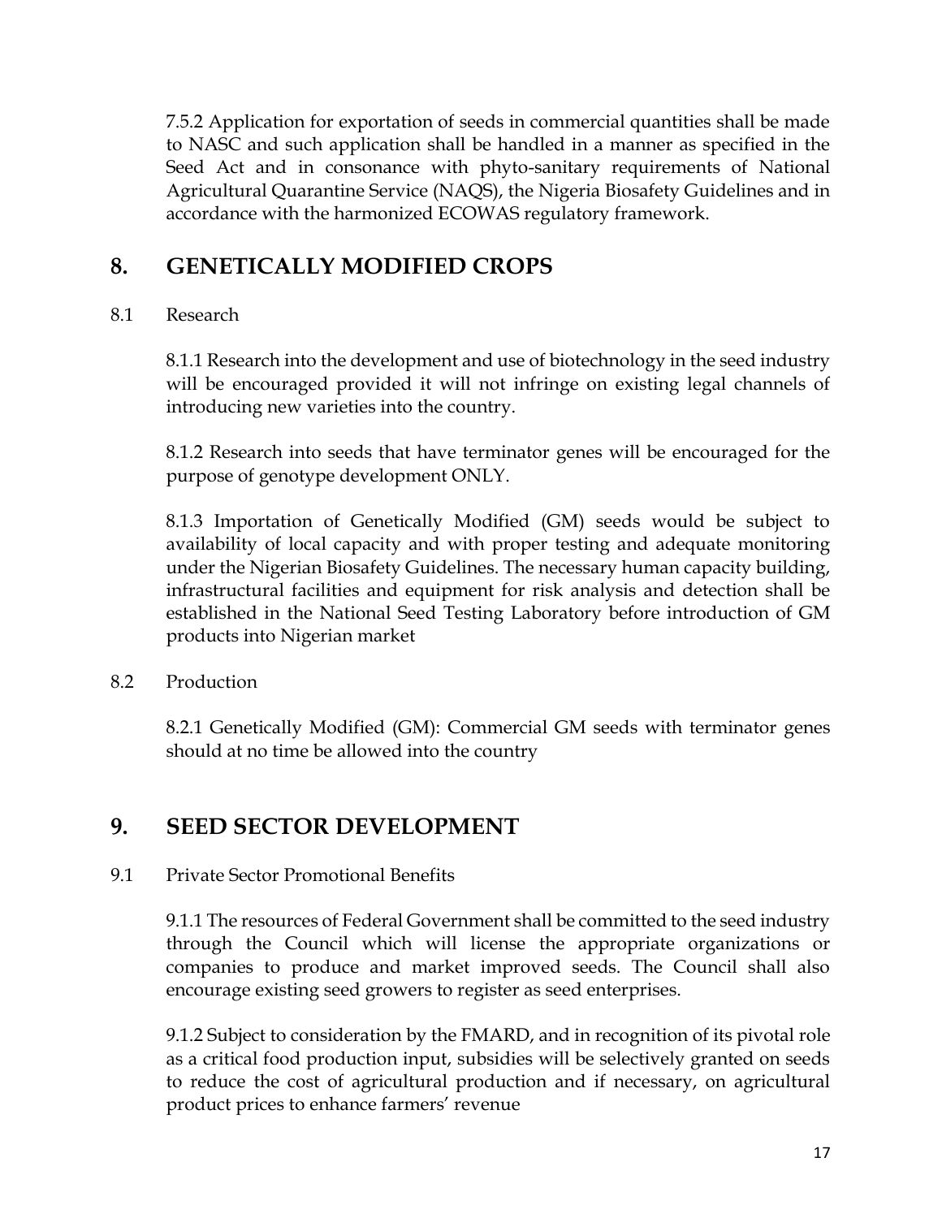7.5.2 Application for exportation of seeds in commercial quantities shall be made to NASC and such application shall be handled in a manner as specified in the Seed Act and in consonance with phyto-sanitary requirements of National Agricultural Quarantine Service (NAQS), the Nigeria Biosafety Guidelines and in accordance with the harmonized ECOWAS regulatory framework.

## 8. GENETICALLY MODIFIED CROPS

8.1 Research

8.1.1 Research into the development and use of biotechnology in the seed industry will be encouraged provided it will not infringe on existing legal channels of introducing new varieties into the country.

8.1.2 Research into seeds that have terminator genes will be encouraged for the purpose of genotype development ONLY.

8.1.3 Importation of Genetically Modified (GM) seeds would be subject to availability of local capacity and with proper testing and adequate monitoring under the Nigerian Biosafety Guidelines. The necessary human capacity building, infrastructural facilities and equipment for risk analysis and detection shall be established in the National Seed Testing Laboratory before introduction of GM products into Nigerian market

8.2 Production

8.2.1 Genetically Modified (GM): Commercial GM seeds with terminator genes should at no time be allowed into the country

## 9. SEED SECTOR DEVELOPMENT

9.1 Private Sector Promotional Benefits

9.1.1 The resources of Federal Government shall be committed to the seed industry through the Council which will license the appropriate organizations or companies to produce and market improved seeds. The Council shall also encourage existing seed growers to register as seed enterprises.

9.1.2 Subject to consideration by the FMARD, and in recognition of its pivotal role as a critical food production input, subsidies will be selectively granted on seeds to reduce the cost of agricultural production and if necessary, on agricultural product prices to enhance farmers' revenue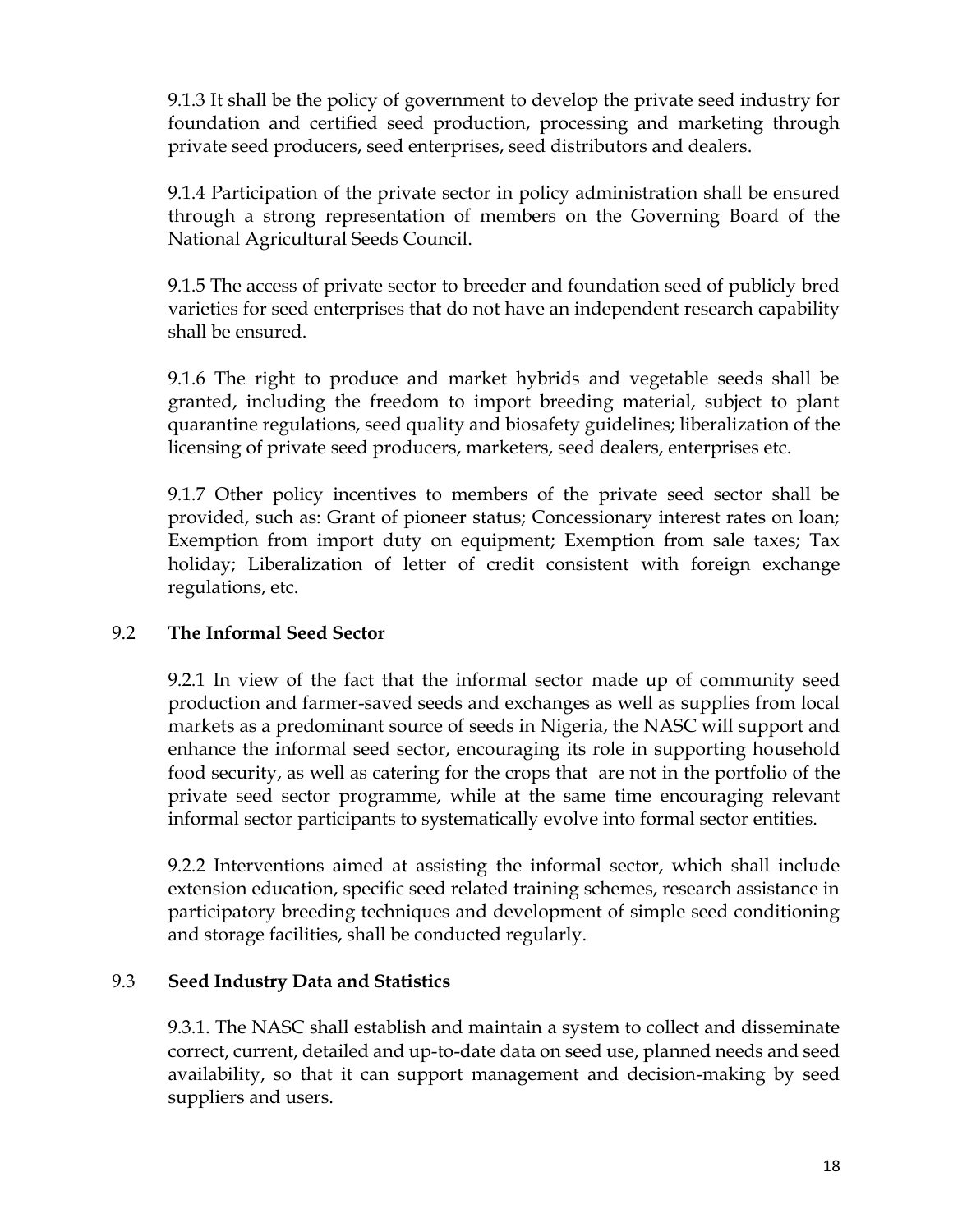9.1.3 It shall be the policy of government to develop the private seed industry for foundation and certified seed production, processing and marketing through private seed producers, seed enterprises, seed distributors and dealers.

9.1.4 Participation of the private sector in policy administration shall be ensured through a strong representation of members on the Governing Board of the National Agricultural Seeds Council.

9.1.5 The access of private sector to breeder and foundation seed of publicly bred varieties for seed enterprises that do not have an independent research capability shall be ensured.

9.1.6 The right to produce and market hybrids and vegetable seeds shall be granted, including the freedom to import breeding material, subject to plant quarantine regulations, seed quality and biosafety guidelines; liberalization of the licensing of private seed producers, marketers, seed dealers, enterprises etc.

9.1.7 Other policy incentives to members of the private seed sector shall be provided, such as: Grant of pioneer status; Concessionary interest rates on loan; Exemption from import duty on equipment; Exemption from sale taxes; Tax holiday; Liberalization of letter of credit consistent with foreign exchange regulations, etc.

### 9.2 **The Informal Seed Sector**

9.2.1 In view of the fact that the informal sector made up of community seed production and farmer-saved seeds and exchanges as well as supplies from local markets as a predominant source of seeds in Nigeria, the NASC will support and enhance the informal seed sector, encouraging its role in supporting household food security, as well as catering for the crops that are not in the portfolio of the private seed sector programme, while at the same time encouraging relevant informal sector participants to systematically evolve into formal sector entities.

9.2.2 Interventions aimed at assisting the informal sector, which shall include extension education, specific seed related training schemes, research assistance in participatory breeding techniques and development of simple seed conditioning and storage facilities, shall be conducted regularly.

### 9.3 **Seed Industry Data and Statistics**

9.3.1. The NASC shall establish and maintain a system to collect and disseminate correct, current, detailed and up-to-date data on seed use, planned needs and seed availability, so that it can support management and decision-making by seed suppliers and users.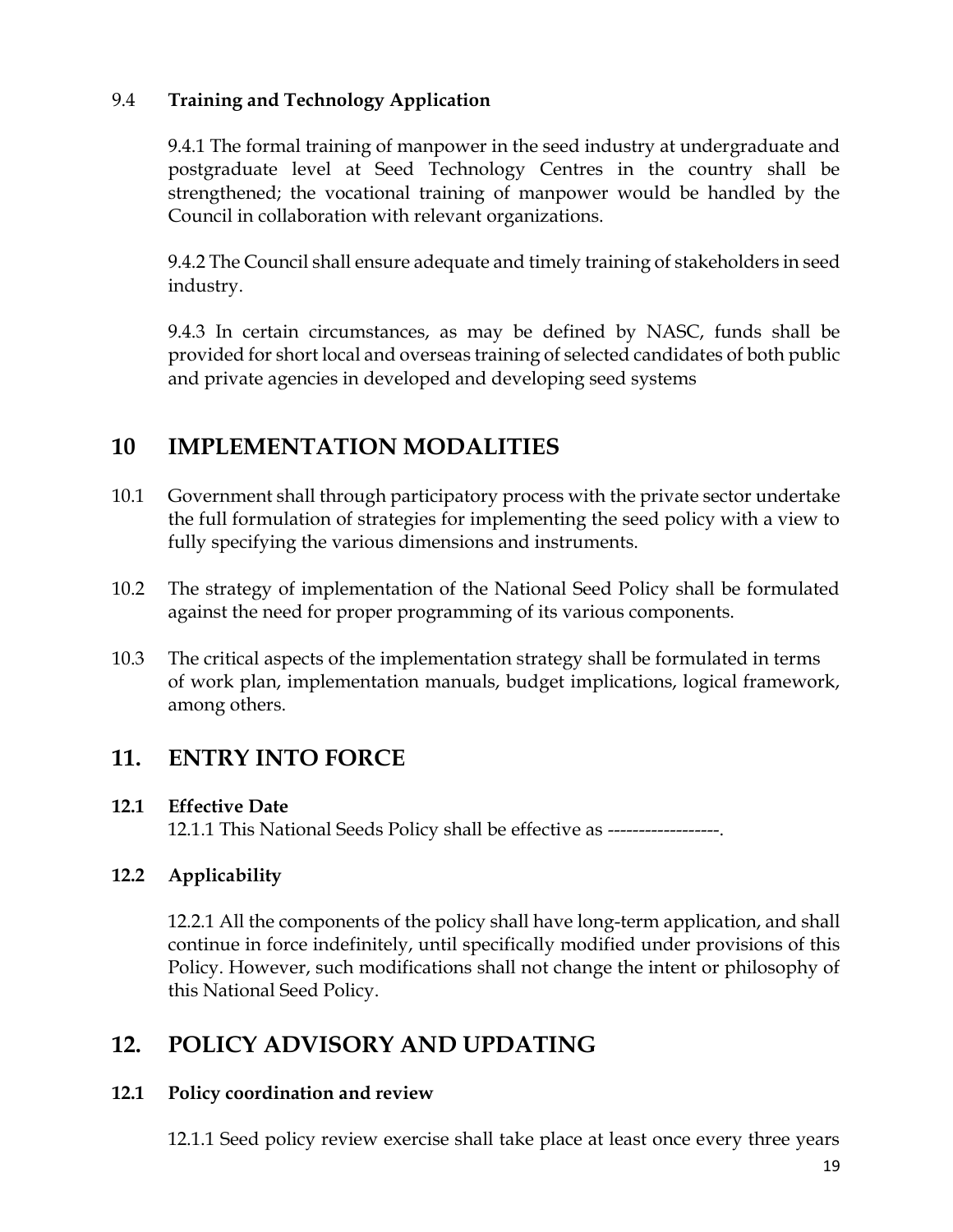### 9.4 **Training and Technology Application**

9.4.1 The formal training of manpower in the seed industry at undergraduate and postgraduate level at Seed Technology Centres in the country shall be strengthened; the vocational training of manpower would be handled by the Council in collaboration with relevant organizations.

9.4.2 The Council shall ensure adequate and timely training of stakeholders in seed industry.

9.4.3 In certain circumstances, as may be defined by NASC, funds shall be provided for short local and overseas training of selected candidates of both public and private agencies in developed and developing seed systems

## 10 IMPLEMENTATION MODALITIES

10.1 Government shall through participatory process with the private sector undertake the full formulation of strategies for implementing the seed policy with a view to fully specifying the various dimensions and instruments.

10.2 The strategy of implementation of the National Seed Policy shall be formulated against the need for proper programming of its various components.

10.3 The critical aspects of the implementation strategy shall be formulated in terms of work plan, implementation manuals, budget implications, logical framework, among others.

## 11. ENTRY INTO FORCE

**12.1 Effective Date**

12.1.1 This National Seeds Policy shall be effective as ------------------.

**12.2 Applicability**

12.2.1 All the components of the policy shall have long-term application, and shall continue in force indefinitely, until specifically modified under provisions of this Policy. However, such modifications shall not change the intent or philosophy of this National Seed Policy.

## 12. POLICY ADVISORY AND UPDATING

**12.1 Policy coordination and review**

12.1.1 Seed policy review exercise shall take place at least once every three years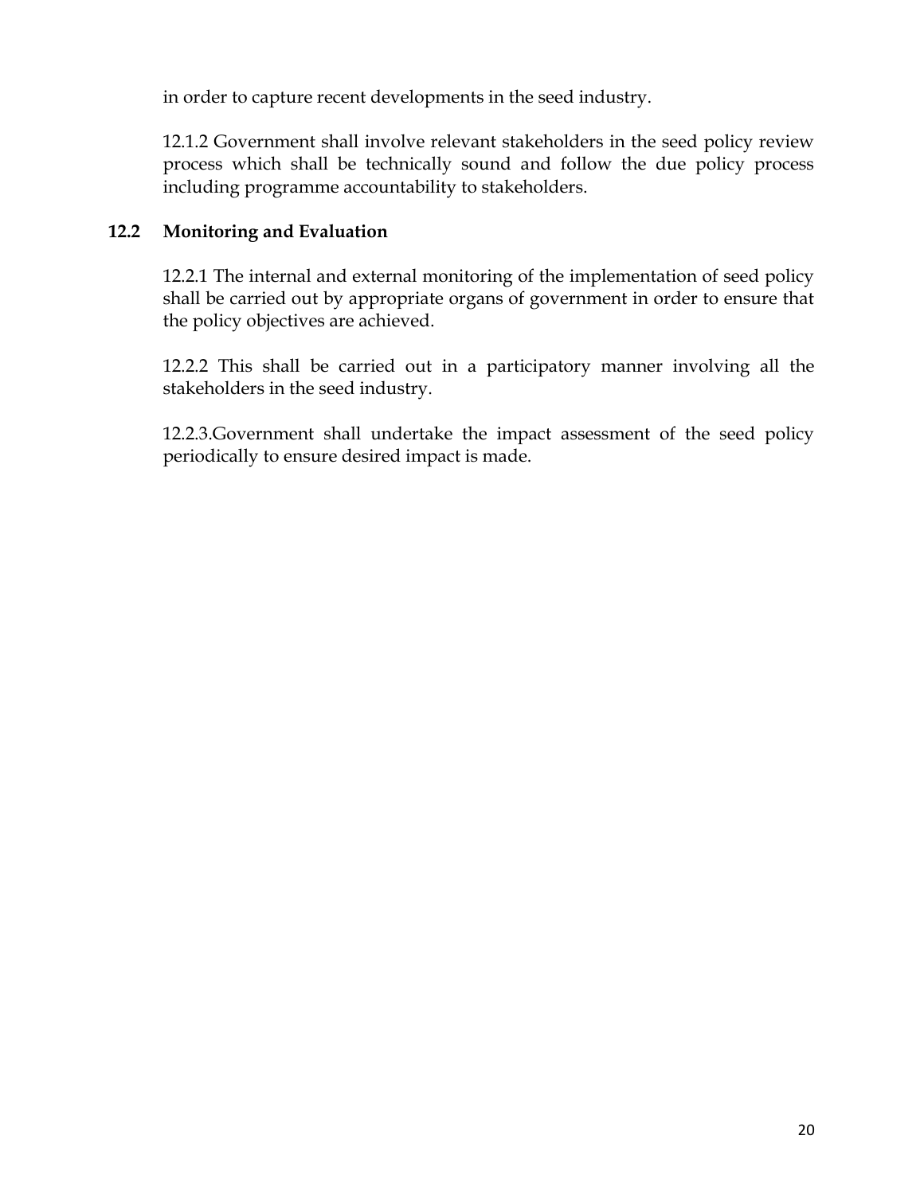in order to capture recent developments in the seed industry.

12.1.2 Government shall involve relevant stakeholders in the seed policy review process which shall be technically sound and follow the due policy process including programme accountability to stakeholders.

### 12.2 Monitoring and Evaluation

12.2.1 The internal and external monitoring of the implementation of seed policy shall be carried out by appropriate organs of government in order to ensure that the policy objectives are achieved.

12.2.2 This shall be carried out in a participatory manner involving all the stakeholders in the seed industry.

12.2.3.Government shall undertake the impact assessment of the seed policy periodically to ensure desired impact is made.